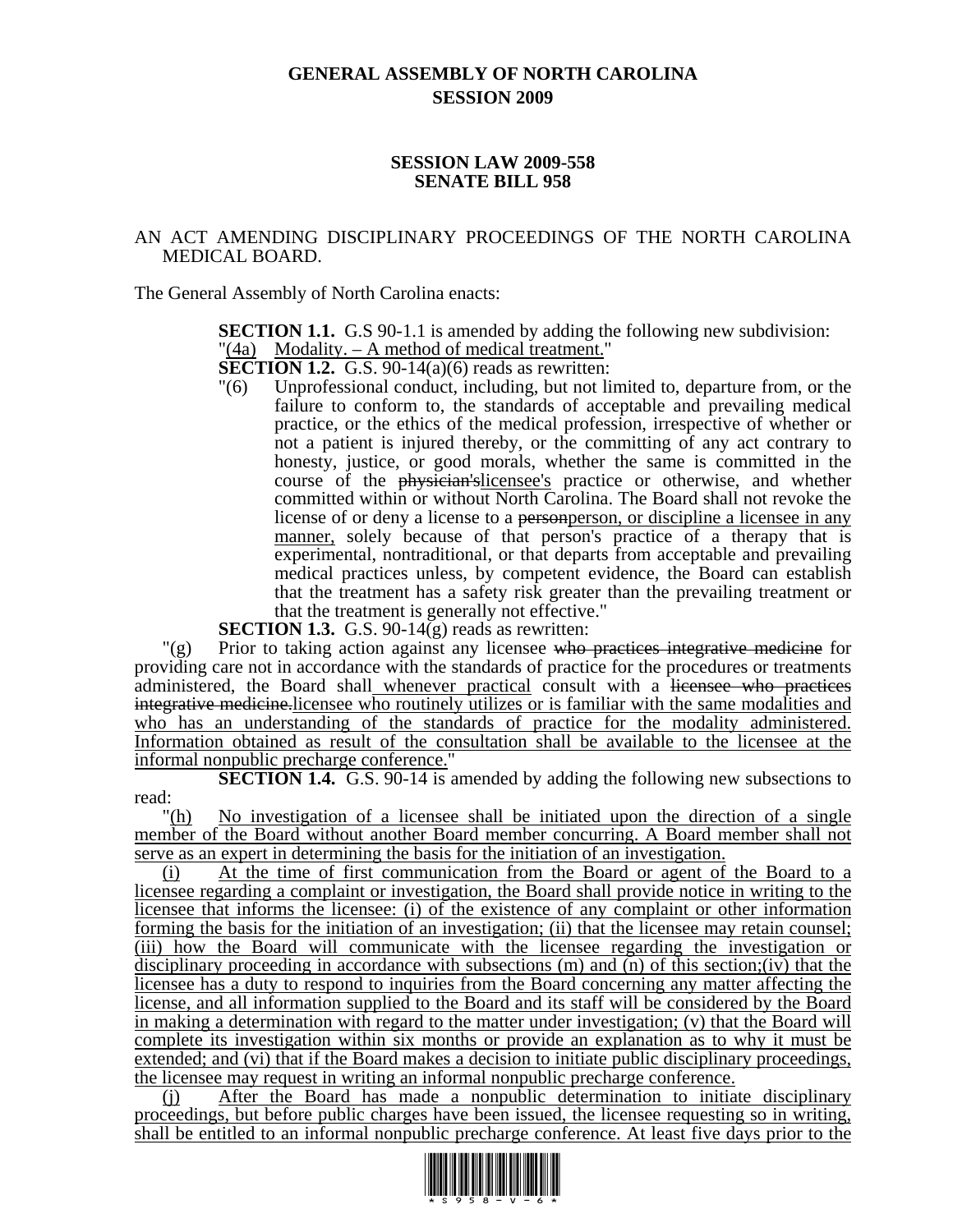# GENERAL ASSEMBLY OF NORTH CAROLINA
## SESSION 2009

## SESSION LAW 2009-558
## SENATE BILL 958

AN ACT AMENDING DISCIPLINARY PROCEEDINGS OF THE NORTH CAROLINA MEDICAL BOARD.

The General Assembly of North Carolina enacts:

**SECTION 1.1.** G.S 90-1.1 is amended by adding the following new subdivision:

"(4a) Modality. – A method of medical treatment."

**SECTION 1.2.** G.S. 90-14(a)(6) reads as rewritten:

"(6) Unprofessional conduct, including, but not limited to, departure from, or the failure to conform to, the standards of acceptable and prevailing medical practice, or the ethics of the medical profession, irrespective of whether or not a patient is injured thereby, or the committing of any act contrary to honesty, justice, or good morals, whether the same is committed in the course of the ~~physician's~~licensee's practice or otherwise, and whether committed within or without North Carolina. The Board shall not revoke the license of or deny a license to a ~~person~~person, or discipline a licensee in any manner, solely because of that person's practice of a therapy that is experimental, nontraditional, or that departs from acceptable and prevailing medical practices unless, by competent evidence, the Board can establish that the treatment has a safety risk greater than the prevailing treatment or that the treatment is generally not effective."

**SECTION 1.3.** G.S. 90-14(g) reads as rewritten:

"(g) Prior to taking action against any licensee ~~who practices integrative medicine~~ for providing care not in accordance with the standards of practice for the procedures or treatments administered, the Board shall whenever practical consult with a ~~licensee who practices integrative medicine.~~licensee who routinely utilizes or is familiar with the same modalities and who has an understanding of the standards of practice for the modality administered. Information obtained as result of the consultation shall be available to the licensee at the informal nonpublic precharge conference."

**SECTION 1.4.** G.S. 90-14 is amended by adding the following new subsections to read:

"(h) No investigation of a licensee shall be initiated upon the direction of a single member of the Board without another Board member concurring. A Board member shall not serve as an expert in determining the basis for the initiation of an investigation.

(i) At the time of first communication from the Board or agent of the Board to a licensee regarding a complaint or investigation, the Board shall provide notice in writing to the licensee that informs the licensee: (i) of the existence of any complaint or other information forming the basis for the initiation of an investigation; (ii) that the licensee may retain counsel; (iii) how the Board will communicate with the licensee regarding the investigation or disciplinary proceeding in accordance with subsections (m) and (n) of this section;(iv) that the licensee has a duty to respond to inquiries from the Board concerning any matter affecting the license, and all information supplied to the Board and its staff will be considered by the Board in making a determination with regard to the matter under investigation; (v) that the Board will complete its investigation within six months or provide an explanation as to why it must be extended; and (vi) that if the Board makes a decision to initiate public disciplinary proceedings, the licensee may request in writing an informal nonpublic precharge conference.

(j) After the Board has made a nonpublic determination to initiate disciplinary proceedings, but before public charges have been issued, the licensee requesting so in writing, shall be entitled to an informal nonpublic precharge conference. At least five days prior to the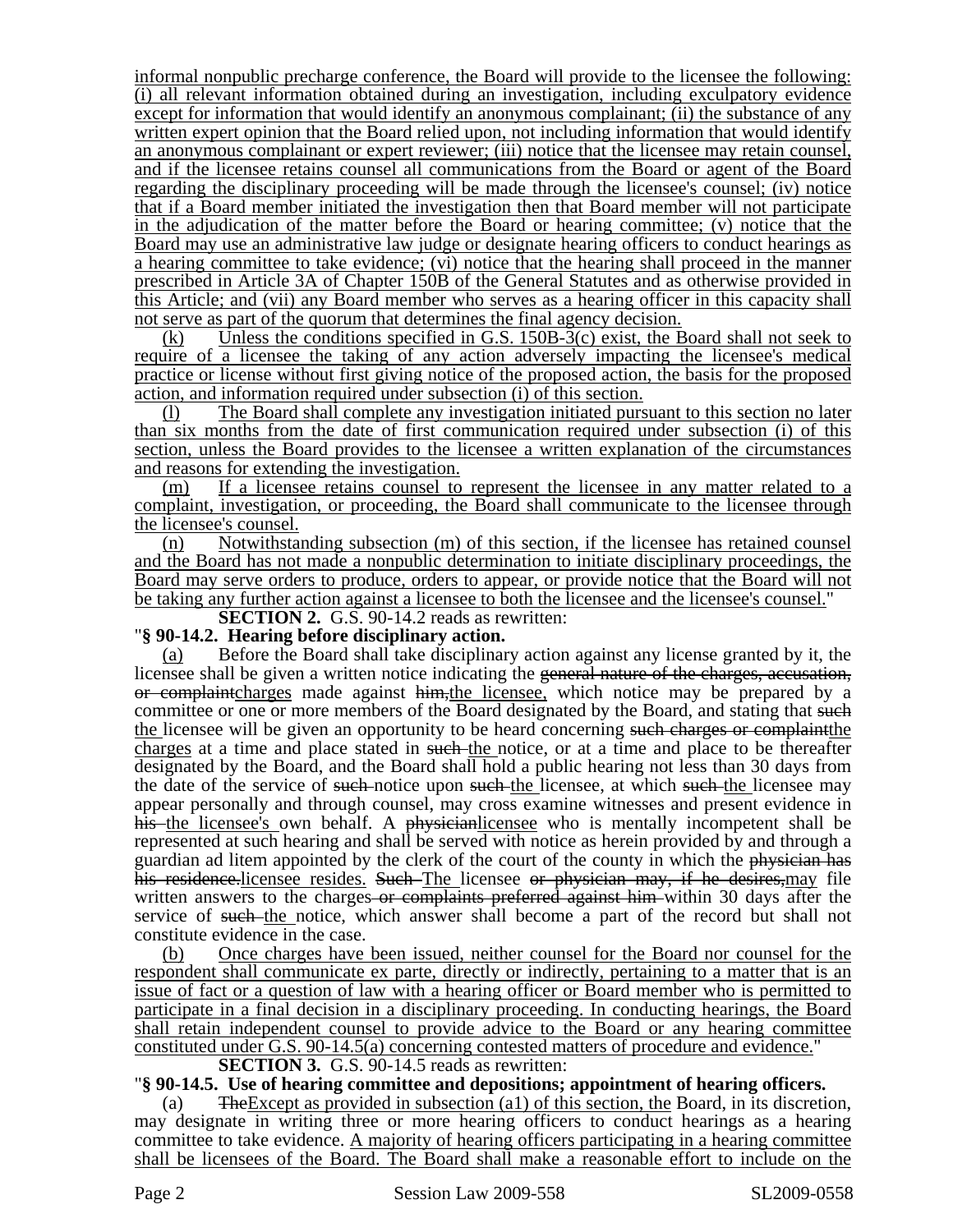informal nonpublic precharge conference, the Board will provide to the licensee the following: (i) all relevant information obtained during an investigation, including exculpatory evidence except for information that would identify an anonymous complainant; (ii) the substance of any written expert opinion that the Board relied upon, not including information that would identify an anonymous complainant or expert reviewer; (iii) notice that the licensee may retain counsel, and if the licensee retains counsel all communications from the Board or agent of the Board regarding the disciplinary proceeding will be made through the licensee's counsel; (iv) notice that if a Board member initiated the investigation then that Board member will not participate in the adjudication of the matter before the Board or hearing committee; (v) notice that the Board may use an administrative law judge or designate hearing officers to conduct hearings as a hearing committee to take evidence; (vi) notice that the hearing shall proceed in the manner prescribed in Article 3A of Chapter 150B of the General Statutes and as otherwise provided in this Article; and (vii) any Board member who serves as a hearing officer in this capacity shall not serve as part of the quorum that determines the final agency decision.

(k) Unless the conditions specified in G.S. 150B-3(c) exist, the Board shall not seek to require of a licensee the taking of any action adversely impacting the licensee's medical practice or license without first giving notice of the proposed action, the basis for the proposed action, and information required under subsection (i) of this section.

(l) The Board shall complete any investigation initiated pursuant to this section no later than six months from the date of first communication required under subsection (i) of this section, unless the Board provides to the licensee a written explanation of the circumstances and reasons for extending the investigation.

(m) If a licensee retains counsel to represent the licensee in any matter related to a complaint, investigation, or proceeding, the Board shall communicate to the licensee through the licensee's counsel.

(n) Notwithstanding subsection (m) of this section, if the licensee has retained counsel and the Board has not made a nonpublic determination to initiate disciplinary proceedings, the Board may serve orders to produce, orders to appear, or provide notice that the Board will not be taking any further action against a licensee to both the licensee and the licensee's counsel."

**SECTION 2.** G.S. 90-14.2 reads as rewritten:

"**§ 90-14.2. Hearing before disciplinary action.**

(a) Before the Board shall take disciplinary action against any license granted by it, the licensee shall be given a written notice indicating the ~~general nature of the charges, accusation, or complaint~~charges made against ~~him,~~the licensee, which notice may be prepared by a committee or one or more members of the Board designated by the Board, and stating that ~~such~~ the licensee will be given an opportunity to be heard concerning ~~such charges or complaint~~the charges at a time and place stated in ~~such~~ the notice, or at a time and place to be thereafter designated by the Board, and the Board shall hold a public hearing not less than 30 days from the date of the service of ~~such~~ notice upon ~~such~~ the licensee, at which ~~such~~ the licensee may appear personally and through counsel, may cross examine witnesses and present evidence in ~~his~~ the licensee's own behalf. A ~~physician~~licensee who is mentally incompetent shall be represented at such hearing and shall be served with notice as herein provided by and through a guardian ad litem appointed by the clerk of the court of the county in which the ~~physician has his residence.~~licensee resides. ~~Such~~ The licensee ~~or physician may, if he desires,~~may file written answers to the charges ~~or complaints preferred against him~~ within 30 days after the service of ~~such~~ the notice, which answer shall become a part of the record but shall not constitute evidence in the case.

(b) Once charges have been issued, neither counsel for the Board nor counsel for the respondent shall communicate ex parte, directly or indirectly, pertaining to a matter that is an issue of fact or a question of law with a hearing officer or Board member who is permitted to participate in a final decision in a disciplinary proceeding. In conducting hearings, the Board shall retain independent counsel to provide advice to the Board or any hearing committee constituted under G.S. 90-14.5(a) concerning contested matters of procedure and evidence."

**SECTION 3.** G.S. 90-14.5 reads as rewritten:

"**§ 90-14.5. Use of hearing committee and depositions; appointment of hearing officers.**

(a) ~~The~~Except as provided in subsection (a1) of this section, the Board, in its discretion, may designate in writing three or more hearing officers to conduct hearings as a hearing committee to take evidence. A majority of hearing officers participating in a hearing committee shall be licensees of the Board. The Board shall make a reasonable effort to include on the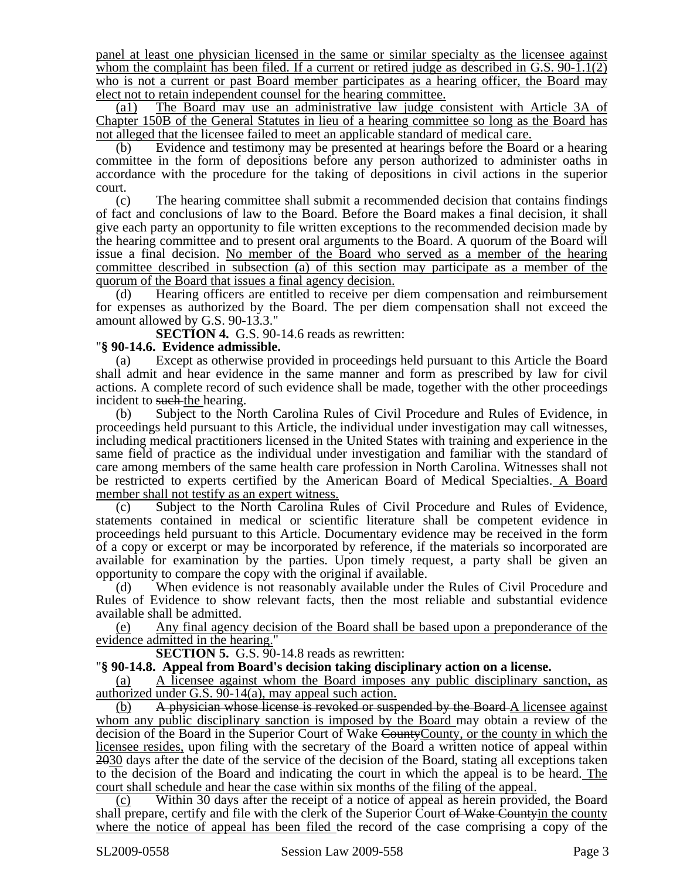panel at least one physician licensed in the same or similar specialty as the licensee against whom the complaint has been filed. If a current or retired judge as described in G.S. 90-1.1(2) who is not a current or past Board member participates as a hearing officer, the Board may elect not to retain independent counsel for the hearing committee.

(a1) The Board may use an administrative law judge consistent with Article 3A of Chapter 150B of the General Statutes in lieu of a hearing committee so long as the Board has not alleged that the licensee failed to meet an applicable standard of medical care.

(b) Evidence and testimony may be presented at hearings before the Board or a hearing committee in the form of depositions before any person authorized to administer oaths in accordance with the procedure for the taking of depositions in civil actions in the superior court.

(c) The hearing committee shall submit a recommended decision that contains findings of fact and conclusions of law to the Board. Before the Board makes a final decision, it shall give each party an opportunity to file written exceptions to the recommended decision made by the hearing committee and to present oral arguments to the Board. A quorum of the Board will issue a final decision. No member of the Board who served as a member of the hearing committee described in subsection (a) of this section may participate as a member of the quorum of the Board that issues a final agency decision.

(d) Hearing officers are entitled to receive per diem compensation and reimbursement for expenses as authorized by the Board. The per diem compensation shall not exceed the amount allowed by G.S. 90-13.3."

**SECTION 4.** G.S. 90-14.6 reads as rewritten:

"**§ 90-14.6. Evidence admissible.**

(a) Except as otherwise provided in proceedings held pursuant to this Article the Board shall admit and hear evidence in the same manner and form as prescribed by law for civil actions. A complete record of such evidence shall be made, together with the other proceedings incident to ~~such~~ the hearing.

(b) Subject to the North Carolina Rules of Civil Procedure and Rules of Evidence, in proceedings held pursuant to this Article, the individual under investigation may call witnesses, including medical practitioners licensed in the United States with training and experience in the same field of practice as the individual under investigation and familiar with the standard of care among members of the same health care profession in North Carolina. Witnesses shall not be restricted to experts certified by the American Board of Medical Specialties. A Board member shall not testify as an expert witness.

(c) Subject to the North Carolina Rules of Civil Procedure and Rules of Evidence, statements contained in medical or scientific literature shall be competent evidence in proceedings held pursuant to this Article. Documentary evidence may be received in the form of a copy or excerpt or may be incorporated by reference, if the materials so incorporated are available for examination by the parties. Upon timely request, a party shall be given an opportunity to compare the copy with the original if available.

(d) When evidence is not reasonably available under the Rules of Civil Procedure and Rules of Evidence to show relevant facts, then the most reliable and substantial evidence available shall be admitted.

(e) Any final agency decision of the Board shall be based upon a preponderance of the evidence admitted in the hearing."

**SECTION 5.** G.S. 90-14.8 reads as rewritten:

"**§ 90-14.8. Appeal from Board's decision taking disciplinary action on a license.**

(a) A licensee against whom the Board imposes any public disciplinary sanction, as authorized under G.S. 90-14(a), may appeal such action.

(b) ~~A physician whose license is revoked or suspended by the Board~~ A licensee against whom any public disciplinary sanction is imposed by the Board may obtain a review of the decision of the Board in the Superior Court of Wake ~~County~~County, or the county in which the licensee resides, upon filing with the secretary of the Board a written notice of appeal within ~~20~~30 days after the date of the service of the decision of the Board, stating all exceptions taken to the decision of the Board and indicating the court in which the appeal is to be heard. The court shall schedule and hear the case within six months of the filing of the appeal.

(c) Within 30 days after the receipt of a notice of appeal as herein provided, the Board shall prepare, certify and file with the clerk of the Superior Court ~~of Wake County~~in the county where the notice of appeal has been filed the record of the case comprising a copy of the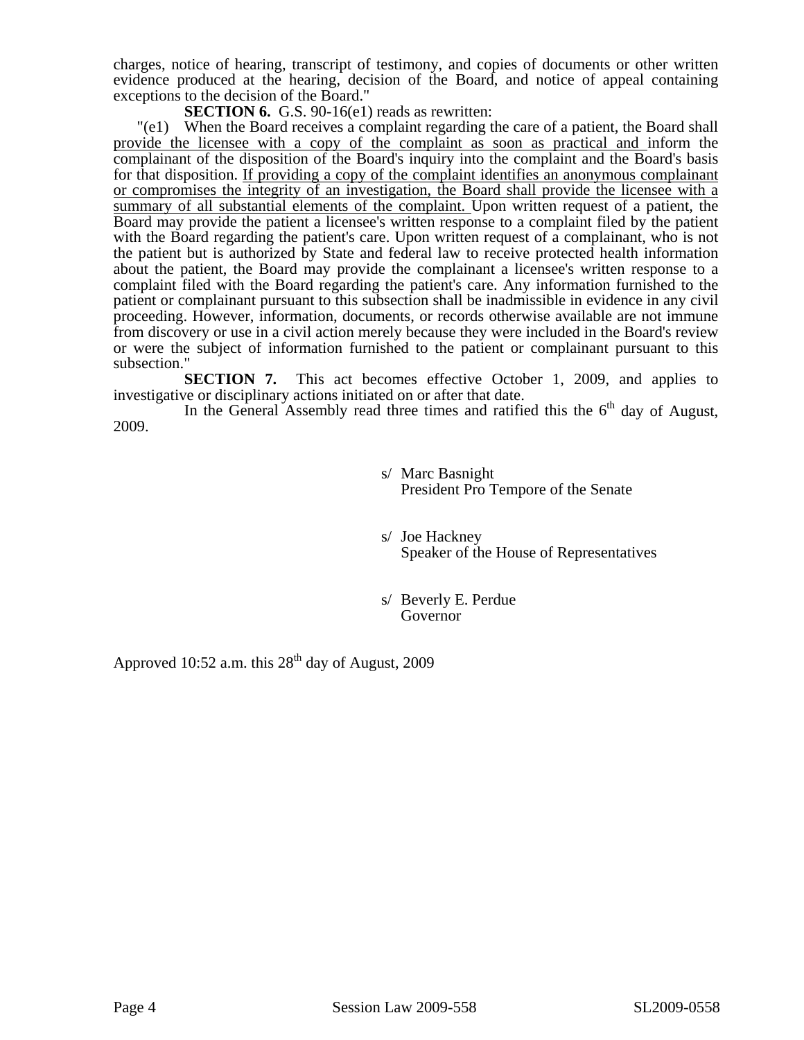charges, notice of hearing, transcript of testimony, and copies of documents or other written evidence produced at the hearing, decision of the Board, and notice of appeal containing exceptions to the decision of the Board."

**SECTION 6.** G.S. 90-16(e1) reads as rewritten:

"(e1) When the Board receives a complaint regarding the care of a patient, the Board shall provide the licensee with a copy of the complaint as soon as practical and inform the complainant of the disposition of the Board's inquiry into the complaint and the Board's basis for that disposition. If providing a copy of the complaint identifies an anonymous complainant or compromises the integrity of an investigation, the Board shall provide the licensee with a summary of all substantial elements of the complaint. Upon written request of a patient, the Board may provide the patient a licensee's written response to a complaint filed by the patient with the Board regarding the patient's care. Upon written request of a complainant, who is not the patient but is authorized by State and federal law to receive protected health information about the patient, the Board may provide the complainant a licensee's written response to a complaint filed with the Board regarding the patient's care. Any information furnished to the patient or complainant pursuant to this subsection shall be inadmissible in evidence in any civil proceeding. However, information, documents, or records otherwise available are not immune from discovery or use in a civil action merely because they were included in the Board's review or were the subject of information furnished to the patient or complainant pursuant to this subsection."

**SECTION 7.** This act becomes effective October 1, 2009, and applies to investigative or disciplinary actions initiated on or after that date.

In the General Assembly read three times and ratified this the 6th day of August, 2009.

s/ Marc Basnight
President Pro Tempore of the Senate

s/ Joe Hackney
Speaker of the House of Representatives

s/ Beverly E. Perdue
Governor

Approved 10:52 a.m. this 28th day of August, 2009